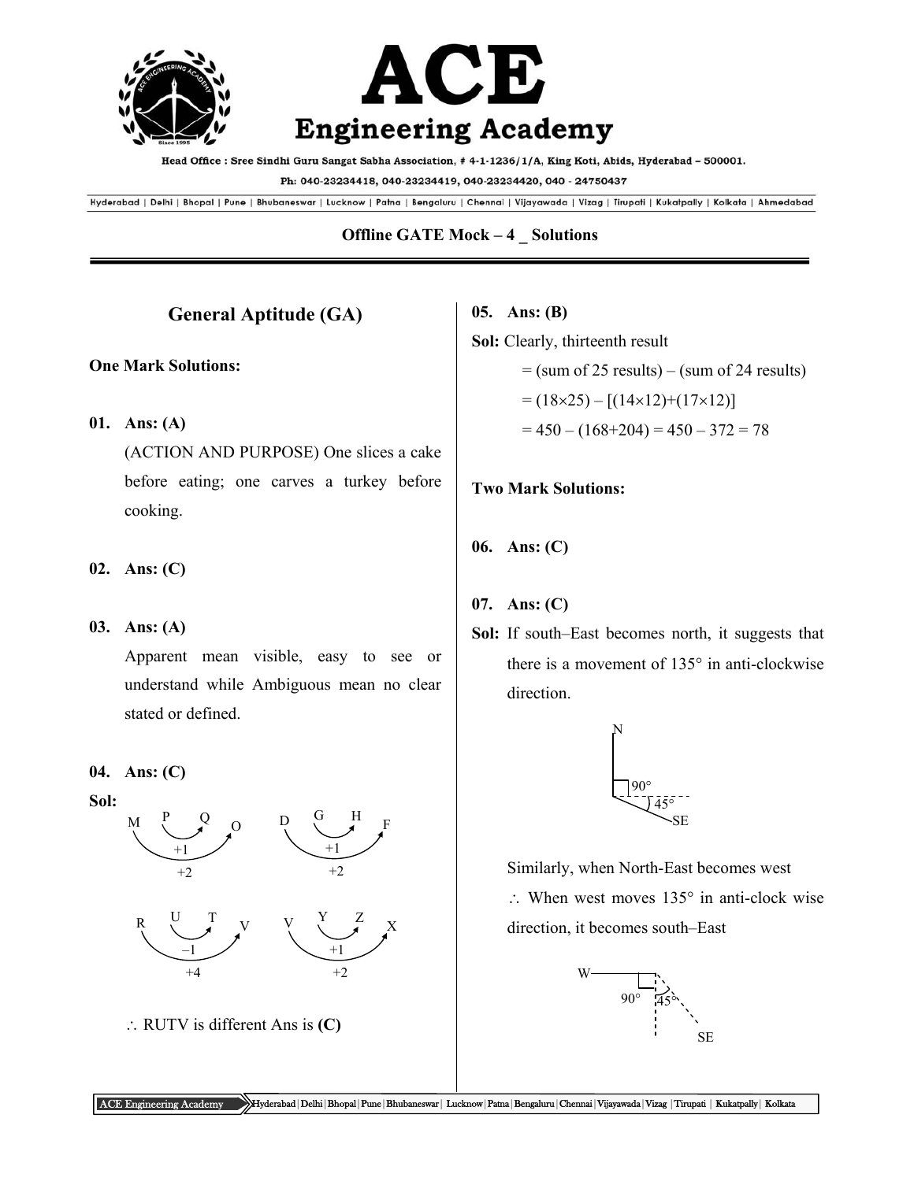# Offline GATE Mock – 4 _ Solutions

## General Aptitude (GA)

**One Mark Solutions:**

**01. Ans: (A)**

(ACTION AND PURPOSE) One slices a cake before eating; one carves a turkey before cooking.

**02. Ans: (C)**

**03. Ans: (A)**

Apparent mean visible, easy to see or understand while Ambiguous mean no clear stated or defined.

**04. Ans: (C)**

**Sol:**

M P Q O
+1
+2

D G H F
+1
+2

R U T V
–1
+4

V Y Z X
+1
+2

$\therefore$ RUTV is different Ans is **(C)**

**05. Ans: (B)**

**Sol:** Clearly, thirteenth result

$= \text{(sum of 25 results)} - \text{(sum of 24 results)}$

$= (18\times25) - [(14\times12)+(17\times12)]$

$= 450 - (168+204) = 450 - 372 = 78$

**Two Mark Solutions:**

**06. Ans: (C)**

**07. Ans: (C)**

**Sol:** If south–East becomes north, it suggests that there is a movement of 135° in anti-clockwise direction.

N
90°
45°
SE

Similarly, when North-East becomes west

$\therefore$ When west moves 135° in anti-clock wise direction, it becomes south–East

W
90°
45°
SE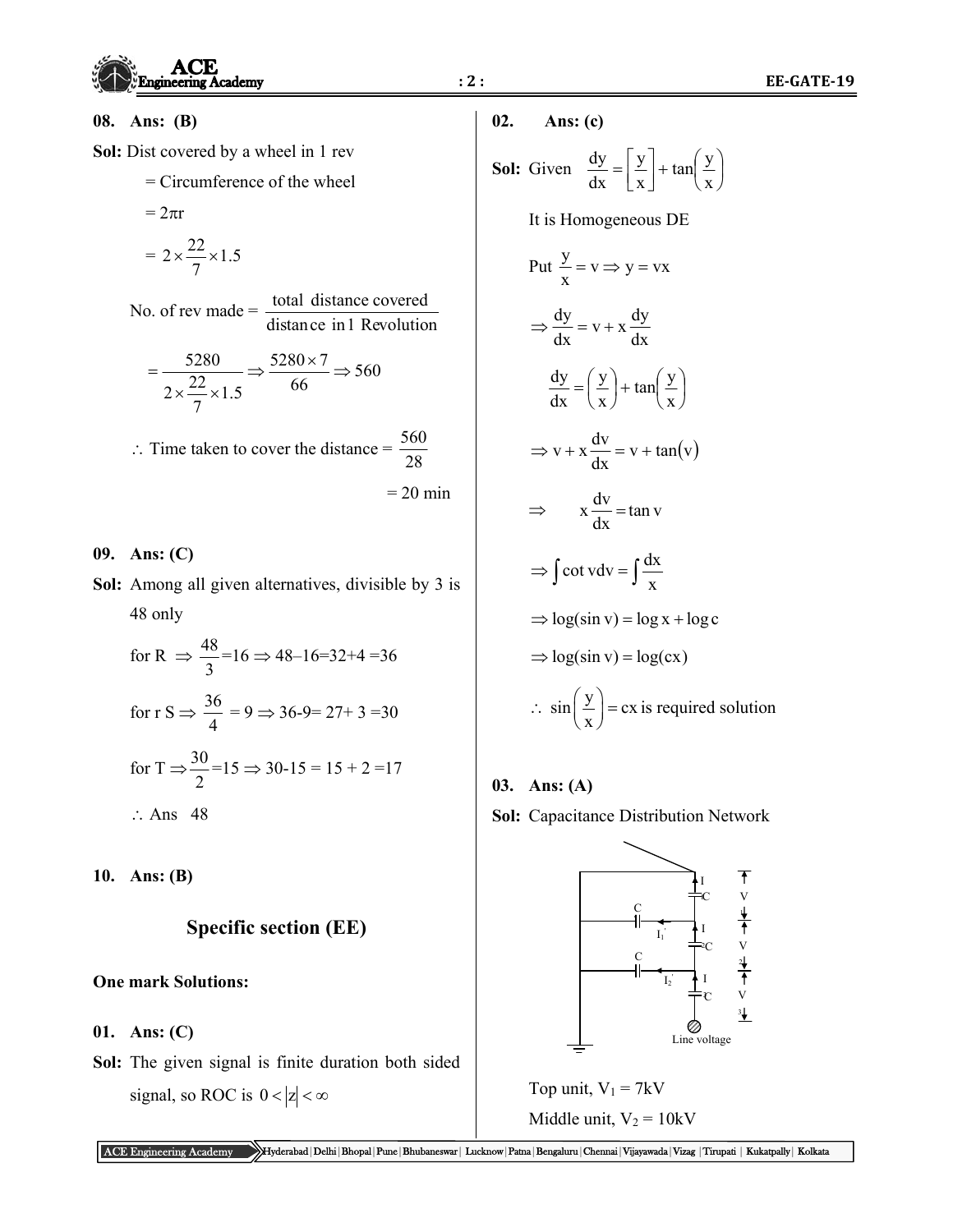**08. Ans: (B)**

**Sol:** Dist covered by a wheel in 1 rev

= Circumference of the wheel

$= 2\pi r$

$= 2 \times \frac{22}{7} \times 1.5$

No. of rev made = $\frac{\text{total distance covered}}{\text{distance in 1 Revolution}}$

$= \frac{5280}{2 \times \frac{22}{7} \times 1.5} \Rightarrow \frac{5280 \times 7}{66} \Rightarrow 560$

$\therefore$ Time taken to cover the distance = $\frac{560}{28}$

= 20 min

**09. Ans: (C)**

**Sol:** Among all given alternatives, divisible by 3 is 48 only

for R $\Rightarrow \frac{48}{3} = 16 \Rightarrow 48 - 16 = 32 + 4 = 36$

for r S $\Rightarrow \frac{36}{4} = 9 \Rightarrow 36 - 9 = 27 + 3 = 30$

for T $\Rightarrow \frac{30}{2} = 15 \Rightarrow 30 - 15 = 15 + 2 = 17$

$\therefore$ Ans 48

**10. Ans: (B)**

## Specific section (EE)

**One mark Solutions:**

**01. Ans: (C)**

**Sol:** The given signal is finite duration both sided signal, so ROC is $0 < |z| < \infty$

**02. Ans: (c)**

**Sol:** Given $\frac{dy}{dx} = \left[\frac{y}{x}\right] + \tan\left(\frac{y}{x}\right)$

It is Homogeneous DE

Put $\frac{y}{x} = v \Rightarrow y = vx$

$\Rightarrow \frac{dy}{dx} = v + x\frac{dy}{dx}$

$\frac{dy}{dx} = \left(\frac{y}{x}\right) + \tan\left(\frac{y}{x}\right)$

$\Rightarrow v + x\frac{dv}{dx} = v + \tan(v)$

$\Rightarrow \quad x\frac{dv}{dx} = \tan v$

$\Rightarrow \int \cot v dv = \int \frac{dx}{x}$

$\Rightarrow \log(\sin v) = \log x + \log c$

$\Rightarrow \log(\sin v) = \log(cx)$

$\therefore \sin\left(\frac{y}{x}\right) = cx$ is required solution

**03. Ans: (A)**

**Sol:** Capacitance Distribution Network

C
$I_1'$
C
$I_2'$
I
C
V
I
$_2$C
V
$_2$
I
C
V
$_3$
Line voltage

Top unit, $V_1$ = 7kV

Middle unit, $V_2$ = 10kV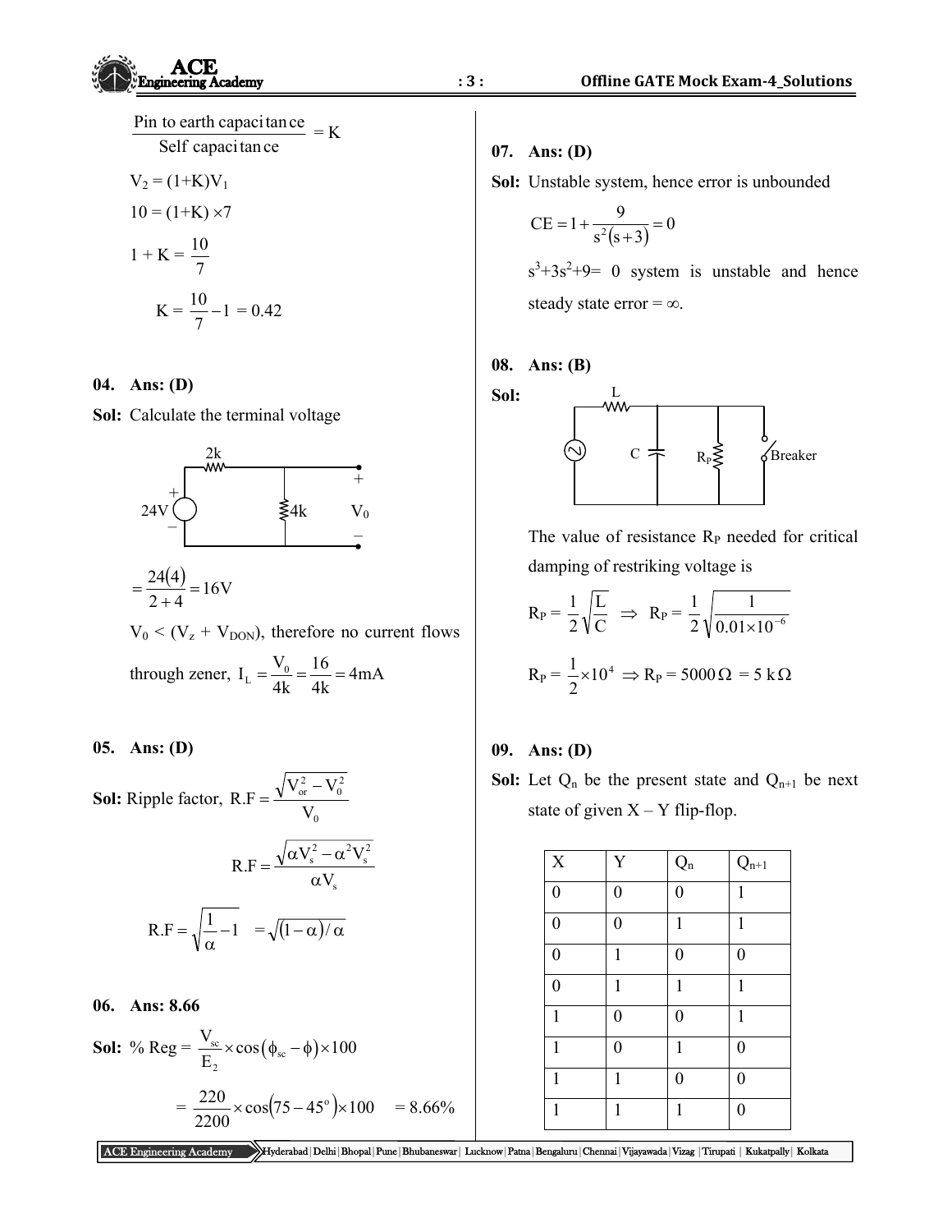$$\frac{\text{Pin to earth capacitance}}{\text{Self capacitance}} = K$$

$V_2 = (1+K)V_1$

$10 = (1+K) \times 7$

$1 + K = \frac{10}{7}$

$K = \frac{10}{7} - 1 = 0.42$

**04. Ans: (D)**

**Sol:** Calculate the terminal voltage

2k

24V

4k

$V_0$

$$= \frac{24(4)}{2+4} = 16\text{V}$$

$V_0 < (V_z + V_{DON})$, therefore no current flows through zener, $I_L = \frac{V_0}{4k} = \frac{16}{4k} = 4\text{mA}$

**05. Ans: (D)**

**Sol:** Ripple factor, $R.F = \frac{\sqrt{V_{or}^2 - V_0^2}}{V_0}$

$$R.F = \frac{\sqrt{\alpha V_s^2 - \alpha^2 V_s^2}}{\alpha V_s}$$

$$R.F = \sqrt{\frac{1}{\alpha} - 1} = \sqrt{(1-\alpha)/\alpha}$$

**06. Ans: 8.66**

**Sol:** % Reg $= \frac{V_{sc}}{E_2} \times \cos(\phi_{sc} - \phi) \times 100$

$$= \frac{220}{2200} \times \cos(75 - 45^\circ) \times 100 = 8.66\%$$

**07. Ans: (D)**

**Sol:** Unstable system, hence error is unbounded

$$CE = 1 + \frac{9}{s^2(s+3)} = 0$$

$s^3+3s^2+9= 0$ system is unstable and hence steady state error = $\infty$.

**08. Ans: (B)**

**Sol:**

L

C

$R_P$

Breaker

The value of resistance $R_P$ needed for critical damping of restriking voltage is

$$R_P = \frac{1}{2}\sqrt{\frac{L}{C}} \Rightarrow R_P = \frac{1}{2}\sqrt{\frac{1}{0.01 \times 10^{-6}}}$$

$$R_P = \frac{1}{2} \times 10^4 \Rightarrow R_P = 5000\,\Omega = 5\,k\Omega$$

**09. Ans: (D)**

**Sol:** Let $Q_n$ be the present state and $Q_{n+1}$ be next state of given X – Y flip-flop.

| X | Y | $Q_n$ | $Q_{n+1}$ |
|---|---|---|---|
| 0 | 0 | 0 | 1 |
| 0 | 0 | 1 | 1 |
| 0 | 1 | 0 | 0 |
| 0 | 1 | 1 | 1 |
| 1 | 0 | 0 | 1 |
| 1 | 0 | 1 | 0 |
| 1 | 1 | 0 | 0 |
| 1 | 1 | 1 | 0 |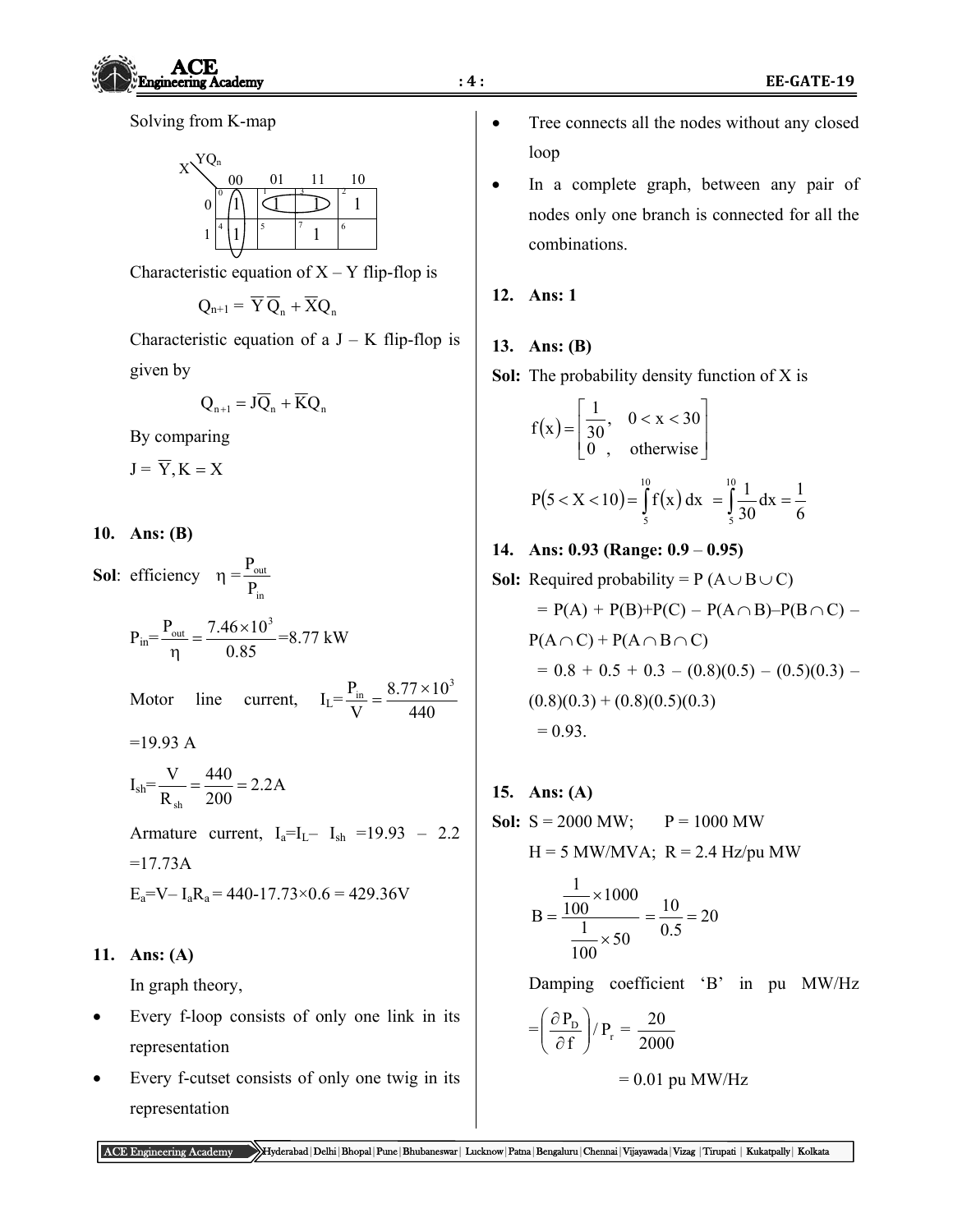Solving from K-map

| X \ $YQ_n$ | 00 | 01 | 11 | 10 |
|---|---|---|---|---|
| 0 | 1 | 1 | 1 | 1 |
| 1 | 1 | | 1 | |

Characteristic equation of X – Y flip-flop is

$$Q_{n+1} = \overline{Y}\,\overline{Q}_n + \overline{X}Q_n$$

Characteristic equation of a J – K flip-flop is given by

$$Q_{n+1} = J\overline{Q}_n + \overline{K}Q_n$$

By comparing

$J = \overline{Y}, K = X$

**10. Ans: (B)**

**Sol**: efficiency $\eta = \dfrac{P_{out}}{P_{in}}$

$P_{in} = \dfrac{P_{out}}{\eta} = \dfrac{7.46\times10^3}{0.85} = 8.77$ kW

Motor line current, $I_L = \dfrac{P_{in}}{V} = \dfrac{8.77\times10^3}{440}$

$= 19.93$ A

$I_{sh} = \dfrac{V}{R_{sh}} = \dfrac{440}{200} = 2.2\text{A}$

Armature current, $I_a = I_L - I_{sh} = 19.93 - 2.2 = 17.73\text{A}$

$E_a = V - I_aR_a = 440 - 17.73\times0.6 = 429.36\text{V}$

**11. Ans: (A)**

In graph theory,

- Every f-loop consists of only one link in its representation
- Every f-cutset consists of only one twig in its representation
- Tree connects all the nodes without any closed loop
- In a complete graph, between any pair of nodes only one branch is connected for all the combinations.

**12. Ans: 1**

**13. Ans: (B)**

**Sol:** The probability density function of X is

$$f(x) = \begin{bmatrix} \dfrac{1}{30}, & 0 < x < 30 \\ 0 \ , & \text{otherwise} \end{bmatrix}$$

$$P(5 < X < 10) = \int_5^{10} f(x)\,dx = \int_5^{10} \frac{1}{30}dx = \frac{1}{6}$$

**14. Ans: 0.93 (Range: 0.9 – 0.95)**

**Sol:** Required probability = P $(A \cup B \cup C)$

$= P(A) + P(B) + P(C) - P(A\cap B) - P(B\cap C) - P(A\cap C) + P(A\cap B\cap C)$

$= 0.8 + 0.5 + 0.3 - (0.8)(0.5) - (0.5)(0.3) - (0.8)(0.3) + (0.8)(0.5)(0.3)$

$= 0.93.$

**15. Ans: (A)**

**Sol:** S = 2000 MW; P = 1000 MW

H = 5 MW/MVA; R = 2.4 Hz/pu MW

$$B = \frac{\frac{1}{100}\times1000}{\frac{1}{100}\times50} = \frac{10}{0.5} = 20$$

Damping coefficient 'B' in pu MW/Hz

$$= \left(\frac{\partial P_D}{\partial f}\right)/P_r = \frac{20}{2000}$$

$= 0.01$ pu MW/Hz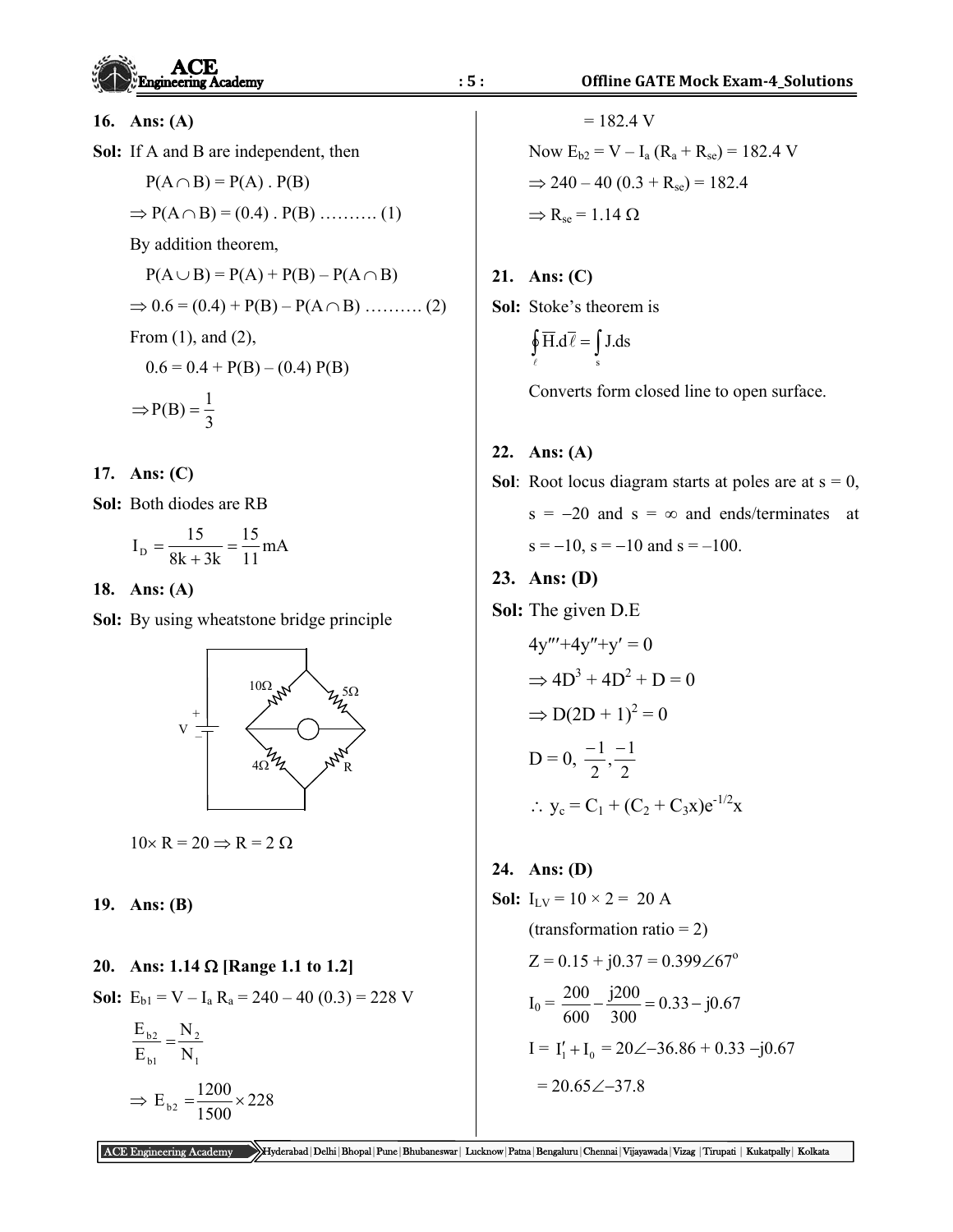**16. Ans: (A)**

**Sol:** If A and B are independent, then

$P(A \cap B) = P(A) . P(B)$

$\Rightarrow P(A \cap B) = (0.4) . P(B)$ ………. (1)

By addition theorem,

$P(A \cup B) = P(A) + P(B) – P(A \cap B)$

$\Rightarrow 0.6 = (0.4) + P(B) – P(A \cap B)$ ………. (2)

From (1), and (2),

$0.6 = 0.4 + P(B) – (0.4) P(B)$

$$\Rightarrow P(B) = \frac{1}{3}$$

**17. Ans: (C)**

**Sol:** Both diodes are RB

$$I_D = \frac{15}{8k + 3k} = \frac{15}{11} mA$$

**18. Ans: (A)**

**Sol:** By using wheatstone bridge principle

10Ω
5Ω
V
+
–
4Ω
R

$10\times R = 20 \Rightarrow R = 2\ \Omega$

**19. Ans: (B)**

**20. Ans: 1.14 Ω [Range 1.1 to 1.2]**

**Sol:** $E_{b1} = V – I_a R_a = 240 – 40 (0.3) = 228$ V

$$\frac{E_{b2}}{E_{b1}} = \frac{N_2}{N_1}$$

$$\Rightarrow E_{b2} = \frac{1200}{1500} \times 228$$

$= 182.4$ V

Now $E_{b2} = V – I_a (R_a + R_{se}) = 182.4$ V

$\Rightarrow 240 – 40 (0.3 + R_{se}) = 182.4$

$\Rightarrow R_{se} = 1.14\ \Omega$

**21. Ans: (C)**

**Sol:** Stoke's theorem is

$$\oint_{\ell} \overline{H}.d\overline{\ell} = \int_{s} J.ds$$

Converts form closed line to open surface.

**22. Ans: (A)**

**Sol**: Root locus diagram starts at poles are at s = 0, s = –20 and s = ∞ and ends/terminates at s = –10, s = –10 and s = –100.

**23. Ans: (D)**

**Sol:** The given D.E

$4y''' + 4y'' + y' = 0$

$\Rightarrow 4D^3 + 4D^2 + D = 0$

$\Rightarrow D(2D + 1)^2 = 0$

$$D = 0, \frac{-1}{2}, \frac{-1}{2}$$

$\therefore y_c = C_1 + (C_2 + C_3x)e^{-1/2}x$

**24. Ans: (D)**

**Sol:** $I_{LV} = 10 \times 2 = 20$ A

(transformation ratio = 2)

$Z = 0.15 + j0.37 = 0.399\angle 67^o$

$$I_0 = \frac{200}{600} - \frac{j200}{300} = 0.33 - j0.67$$

$I = I_1' + I_0 = 20\angle{-36.86} + 0.33 - j0.67$

$= 20.65\angle{-37.8}$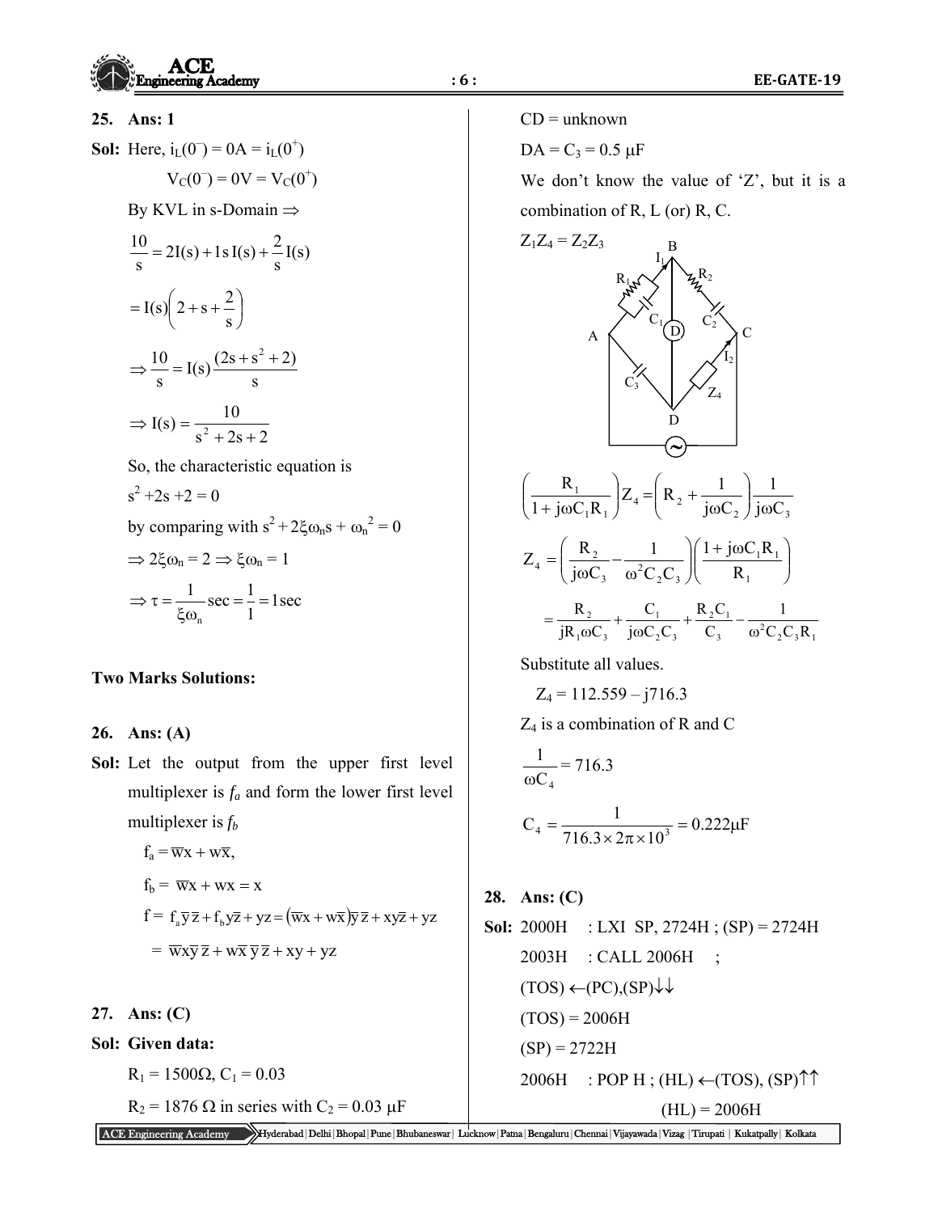**25. Ans: 1**

**Sol:** Here, $i_L(0^-) = 0A = i_L(0^+)$

$V_C(0^-) = 0V = V_C(0^+)$

By KVL in s-Domain ⇒

$$\frac{10}{s} = 2I(s) + 1s\,I(s) + \frac{2}{s}I(s)$$

$$= I(s)\left(2 + s + \frac{2}{s}\right)$$

$$\Rightarrow \frac{10}{s} = I(s)\frac{(2s + s^2 + 2)}{s}$$

$$\Rightarrow I(s) = \frac{10}{s^2 + 2s + 2}$$

So, the characteristic equation is

$s^2 + 2s + 2 = 0$

by comparing with $s^2 + 2\xi\omega_n s + \omega_n^2 = 0$

$\Rightarrow 2\xi\omega_n = 2 \Rightarrow \xi\omega_n = 1$

$$\Rightarrow \tau = \frac{1}{\xi\omega_n}\sec = \frac{1}{1} = 1\sec$$

**Two Marks Solutions:**

**26. Ans: (A)**

**Sol:** Let the output from the upper first level multiplexer is $f_a$ and form the lower first level multiplexer is $f_b$

$f_a = \overline{w}x + w\overline{x},$

$f_b = \overline{w}x + wx = x$

$f = f_a\overline{y}\,\overline{z} + f_b y\overline{z} + yz = \left(\overline{w}x + w\overline{x}\right)\overline{y}\,\overline{z} + xy\overline{z} + yz$

$= \overline{w}x\overline{y}\,\overline{z} + w\overline{x}\,\overline{y}\,\overline{z} + xy + yz$

**27. Ans: (C)**

**Sol: Given data:**

$R_1 = 1500\Omega$, $C_1 = 0.03$

$R_2 = 1876\ \Omega$ in series with $C_2 = 0.03\ \mu F$

CD = unknown

DA = $C_3$ = 0.5 μF

We don't know the value of 'Z', but it is a combination of R, L (or) R, C.

$Z_1Z_4 = Z_2Z_3$

$$\left(\frac{R_1}{1 + j\omega C_1R_1}\right)Z_4 = \left(R_2 + \frac{1}{j\omega C_2}\right)\frac{1}{j\omega C_3}$$

$$Z_4 = \left(\frac{R_2}{j\omega C_3} - \frac{1}{\omega^2 C_2C_3}\right)\left(\frac{1 + j\omega C_1R_1}{R_1}\right)$$

$$= \frac{R_2}{jR_1\omega C_3} + \frac{C_1}{j\omega C_2C_3} + \frac{R_2C_1}{C_3} - \frac{1}{\omega^2 C_2C_3R_1}$$

Substitute all values.

$Z_4 = 112.559 - j716.3$

$Z_4$ is a combination of R and C

$$\frac{1}{\omega C_4} = 716.3$$

$$C_4 = \frac{1}{716.3 \times 2\pi \times 10^3} = 0.222\mu F$$

**28. Ans: (C)**

**Sol:** 2000H : LXI SP, 2724H ; (SP) = 2724H

2003H : CALL 2006H ;

(TOS) ←(PC),(SP)↓↓

(TOS) = 2006H

(SP) = 2722H

2006H : POP H ; (HL) ←(TOS), (SP)↑↑

(HL) = 2006H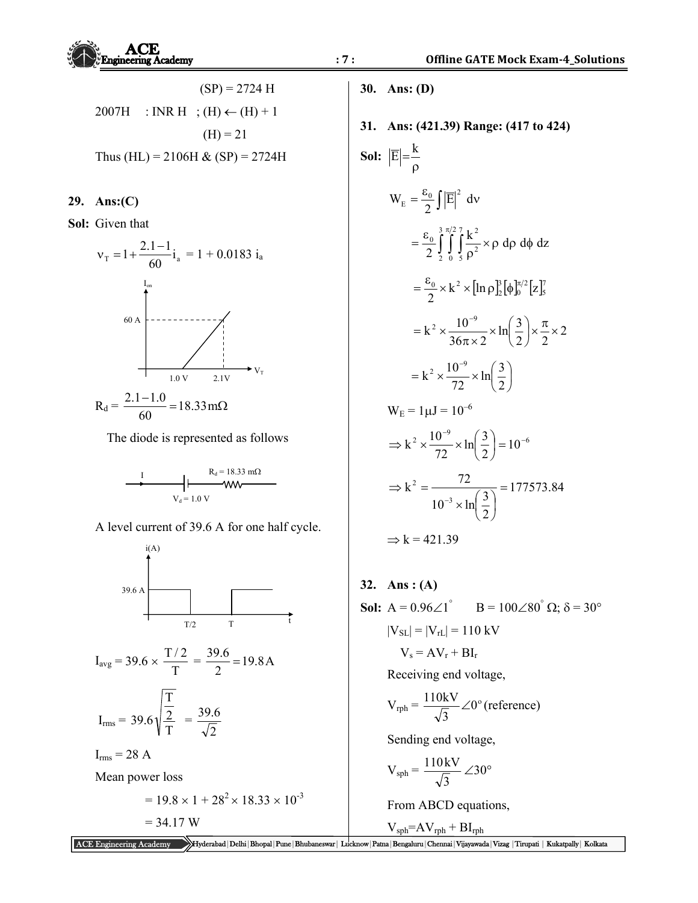(SP) = 2724 H

2007H : INR H ; (H) ← (H) + 1

(H) = 21

Thus (HL) = 2106H & (SP) = 2724H

**29. Ans:(C)**

**Sol:** Given that

$$v_T = 1 + \frac{2.1-1}{60} i_a = 1 + 0.0183\ i_a$$

$I_{on}$

60 A

1.0 V

2.1V

$V_T$

$$R_d = \frac{2.1-1.0}{60} = 18.33\,\text{m}\Omega$$

The diode is represented as follows

I

$R_d$ = 18.33 mΩ

$V_d$ = 1.0 V

A level current of 39.6 A for one half cycle.

i(A)

39.6 A

T/2

T

t

$$I_{avg} = 39.6 \times \frac{T/2}{T} = \frac{39.6}{2} = 19.8\,\text{A}$$

$$I_{rms} = 39.6\sqrt{\frac{\frac{T}{2}}{T}} = \frac{39.6}{\sqrt{2}}$$

$I_{rms}$ = 28 A

Mean power loss

$= 19.8 \times 1 + 28^2 \times 18.33 \times 10^{-3}$

= 34.17 W

**30. Ans: (D)**

**31. Ans: (421.39) Range: (417 to 424)**

**Sol:** $|E| = \dfrac{k}{\rho}$

$$W_E = \frac{\varepsilon_0}{2}\int |E|^2\, dv$$

$$= \frac{\varepsilon_0}{2}\int_2^3\int_0^{\pi/2}\int_5^7 \frac{k^2}{\rho^2} \times \rho\ d\rho\ d\phi\ dz$$

$$= \frac{\varepsilon_0}{2} \times k^2 \times [\ln \rho]_2^3 [\phi]_0^{\pi/2} [z]_5^7$$

$$= k^2 \times \frac{10^{-9}}{36\pi \times 2} \times \ln\left(\frac{3}{2}\right) \times \frac{\pi}{2} \times 2$$

$$= k^2 \times \frac{10^{-9}}{72} \times \ln\left(\frac{3}{2}\right)$$

$W_E = 1\mu J = 10^{-6}$

$$\Rightarrow k^2 \times \frac{10^{-9}}{72} \times \ln\left(\frac{3}{2}\right) = 10^{-6}$$

$$\Rightarrow k^2 = \frac{72}{10^{-3} \times \ln\left(\frac{3}{2}\right)} = 177573.84$$

$\Rightarrow k = 421.39$

**32. Ans : (A)**

**Sol:** $A = 0.96\angle 1^\circ$ $\quad B = 100\angle 80^\circ\ \Omega$; $\delta = 30°$

$|V_{SL}| = |V_{rL}|$ = 110 kV

$V_s = AV_r + BI_r$

Receiving end voltage,

$$V_{rph} = \frac{110\text{kV}}{\sqrt{3}}\angle 0^\circ \text{(reference)}$$

Sending end voltage,

$$V_{sph} = \frac{110\text{kV}}{\sqrt{3}}\angle 30^\circ$$

From ABCD equations,

$V_{sph} = AV_{rph} + BI_{rph}$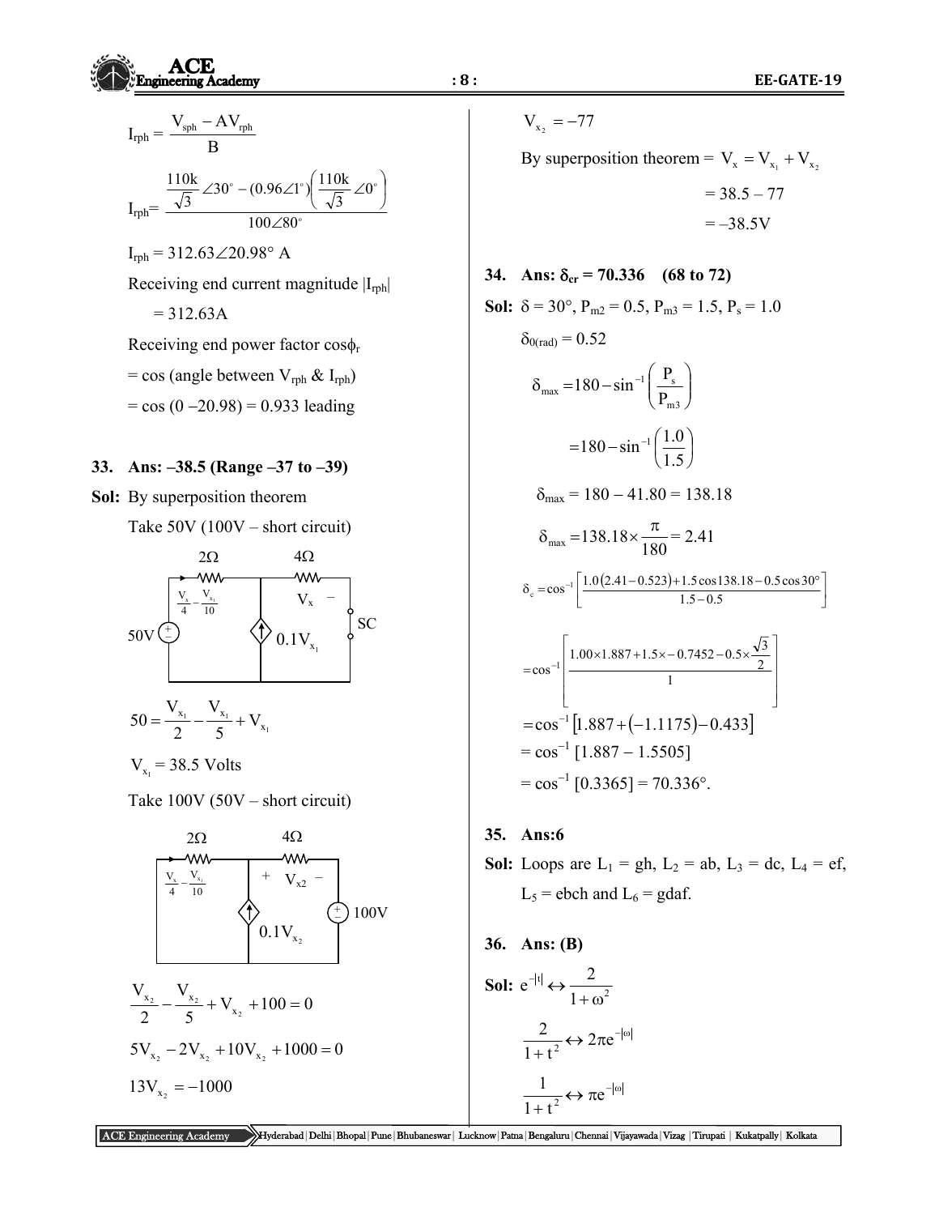$$I_{rph} = \frac{V_{sph} - AV_{rph}}{B}$$

$$I_{rph} = \frac{\frac{110k}{\sqrt{3}}\angle 30^\circ - (0.96\angle 1^\circ)\left(\frac{110k}{\sqrt{3}}\angle 0^\circ\right)}{100\angle 80^\circ}$$

$I_{rph} = 312.63\angle 20.98°$ A

Receiving end current magnitude $|I_{rph}|$

= 312.63A

Receiving end power factor $\cos\phi_r$

= cos (angle between $V_{rph}$ & $I_{rph}$)

= cos (0 –20.98) = 0.933 leading

**33. Ans: –38.5 (Range –37 to –39)**

**Sol:** By superposition theorem

Take 50V (100V – short circuit)

2Ω
4Ω
$\frac{V_x}{4} - \frac{V_{x_1}}{10}$
$V_x$ –
SC
50V
$0.1V_{x_1}$

$$50 = \frac{V_{x_1}}{2} - \frac{V_{x_1}}{5} + V_{x_1}$$

$V_{x_1}$ = 38.5 Volts

Take 100V (50V – short circuit)

2Ω
4Ω
$\frac{V_x}{4} - \frac{V_{x_1}}{10}$
+ $V_{x2}$ –
100V
$0.1V_{x_2}$

$$\frac{V_{x_2}}{2} - \frac{V_{x_2}}{5} + V_{x_2} + 100 = 0$$

$$5V_{x_2} - 2V_{x_2} + 10V_{x_2} + 1000 = 0$$

$$13V_{x_2} = -1000$$

$$V_{x_2} = -77$$

By superposition theorem = $V_x = V_{x_1} + V_{x_2}$

= 38.5 – 77

= –38.5V

**34. Ans: $\delta_{cr}$ = 70.336 (68 to 72)**

**Sol:** $\delta$ = 30°, $P_{m2}$ = 0.5, $P_{m3}$ = 1.5, $P_s$ = 1.0

$\delta_{0(rad)}$ = 0.52

$$\delta_{max} = 180 - \sin^{-1}\left(\frac{P_s}{P_{m3}}\right)$$

$$= 180 - \sin^{-1}\left(\frac{1.0}{1.5}\right)$$

$\delta_{max}$ = 180 – 41.80 = 138.18

$$\delta_{max} = 138.18 \times \frac{\pi}{180} = 2.41$$

$$\delta_c = \cos^{-1}\left[\frac{1.0(2.41 - 0.523) + 1.5\cos 138.18 - 0.5\cos 30°}{1.5 - 0.5}\right]$$

$$= \cos^{-1}\left[\frac{1.00 \times 1.887 + 1.5 \times -0.7452 - 0.5 \times \frac{\sqrt{3}}{2}}{1}\right]$$

$$= \cos^{-1}[1.887 + (-1.1175) - 0.433]$$

= $\cos^{-1}$ [1.887 – 1.5505]

= $\cos^{-1}$ [0.3365] = 70.336°.

**35. Ans:6**

**Sol:** Loops are $L_1$ = gh, $L_2$ = ab, $L_3$ = dc, $L_4$ = ef, $L_5$ = ebch and $L_6$ = gdaf.

**36. Ans: (B)**

**Sol:** $e^{-|t|} \leftrightarrow \frac{2}{1+\omega^2}$

$$\frac{2}{1+t^2} \leftrightarrow 2\pi e^{-|\omega|}$$

$$\frac{1}{1+t^2} \leftrightarrow \pi e^{-|\omega|}$$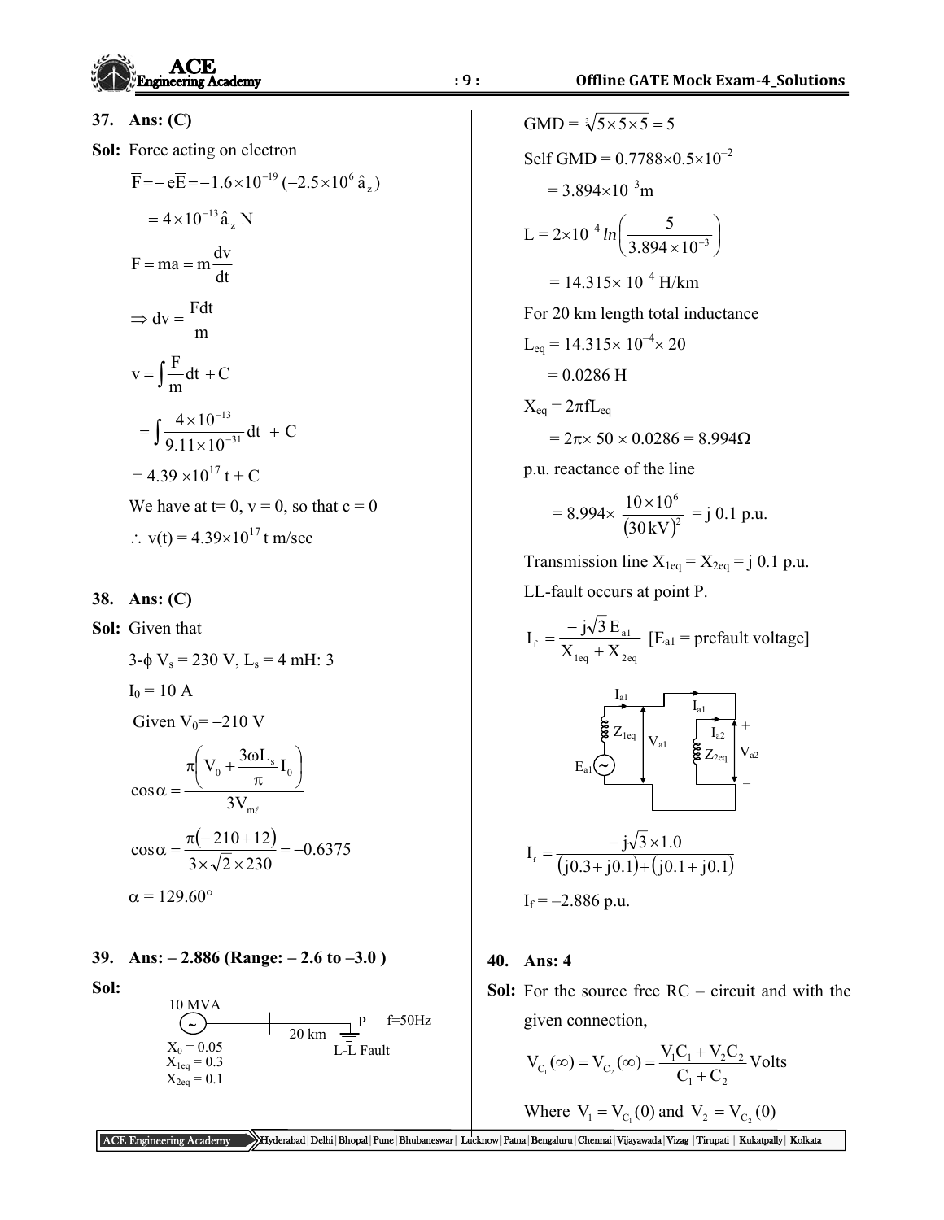**37. Ans: (C)**

**Sol:** Force acting on electron

$$\overline{F} = -e\overline{E} = -1.6\times10^{-19}\,(-2.5\times10^{6}\,\hat{a}_z)$$

$$= 4\times10^{-13}\,\hat{a}_z\ \text{N}$$

$$F = ma = m\frac{dv}{dt}$$

$$\Rightarrow dv = \frac{F dt}{m}$$

$$v = \int \frac{F}{m} dt + C$$

$$= \int \frac{4\times10^{-13}}{9.11\times10^{-31}} dt\ + C$$

$$= 4.39\times10^{17}\,t + C$$

We have at t= 0, v = 0, so that c = 0

$\therefore$ v(t) = $4.39\times10^{17}$ t m/sec

**38. Ans: (C)**

**Sol:** Given that

3-$\phi$ $V_s$ = 230 V, $L_s$ = 4 mH: 3

$I_0$ = 10 A

Given $V_0$= –210 V

$$\cos\alpha = \frac{\pi\left(V_0 + \dfrac{3\omega L_s}{\pi} I_0\right)}{3V_{m\ell}}$$

$$\cos\alpha = \frac{\pi(-210+12)}{3\times\sqrt{2}\times230} = -0.6375$$

$\alpha$ = 129.60°

**39. Ans: – 2.886 (Range: – 2.6 to –3.0 )**

**Sol:**

10 MVA, $X_0$ = 0.05, $X_{1eq}$ = 0.3, $X_{2eq}$ = 0.1; 20 km line; P; f=50Hz; L-L Fault

$$\text{GMD} = \sqrt[3]{5\times5\times5} = 5$$

Self GMD = $0.7788\times0.5\times10^{-2}$

= $3.894\times10^{-3}$m

$$L = 2\times10^{-4}\, ln\left(\frac{5}{3.894\times10^{-3}}\right)$$

= $14.315\times 10^{-4}$ H/km

For 20 km length total inductance

$L_{eq}$ = $14.315\times 10^{-4}\times 20$

= 0.0286 H

$X_{eq}$ = $2\pi fL_{eq}$

= $2\pi\times 50 \times 0.0286$ = 8.994Ω

p.u. reactance of the line

$$= 8.994\times \frac{10\times10^{6}}{(30\,\text{kV})^2} = j\ 0.1\ \text{p.u.}$$

Transmission line $X_{1eq} = X_{2eq}$ = j 0.1 p.u.

LL-fault occurs at point P.

$$I_f = \frac{-j\sqrt{3}\,E_{a1}}{X_{1eq} + X_{2eq}}\quad [E_{a1} = \text{prefault voltage}]$$

$$I_f = \frac{-j\sqrt{3}\times1.0}{(j0.3+j0.1)+(j0.1+j0.1)}$$

$I_f$ = –2.886 p.u.

**40. Ans: 4**

**Sol:** For the source free RC – circuit and with the given connection,

$$V_{C_1}(\infty) = V_{C_2}(\infty) = \frac{V_1C_1 + V_2C_2}{C_1 + C_2}\ \text{Volts}$$

Where $V_1 = V_{C_1}(0)$ and $V_2 = V_{C_2}(0)$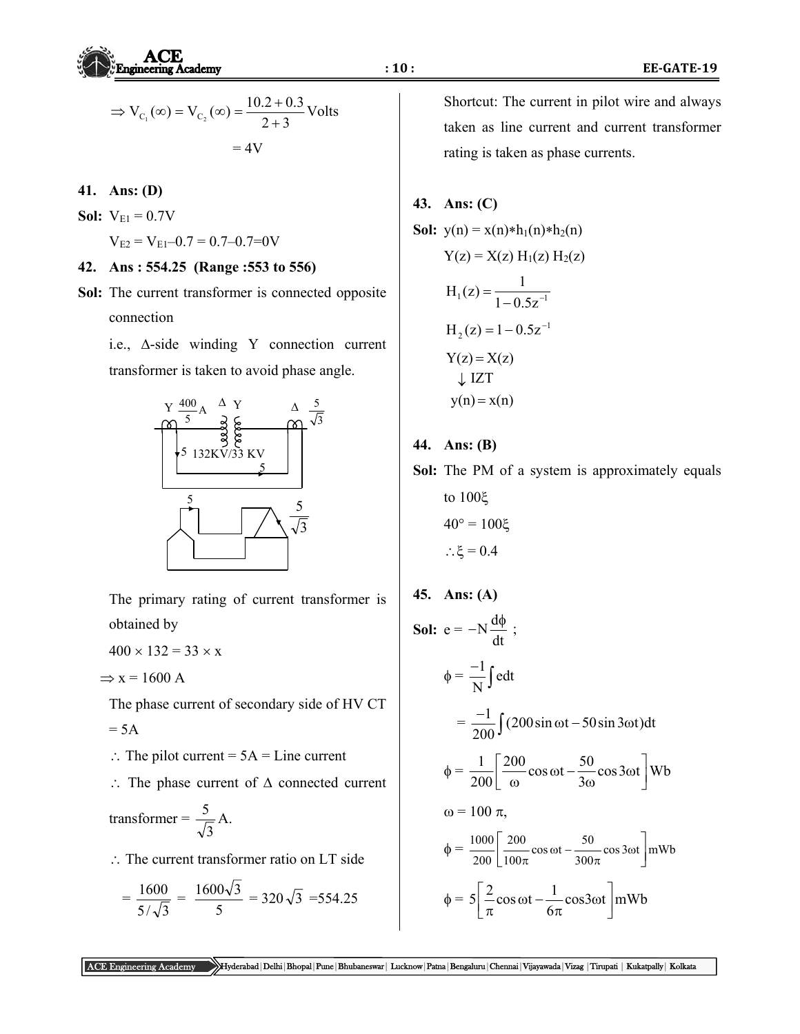$$\Rightarrow V_{C_1}(\infty) = V_{C_2}(\infty) = \frac{10.2 + 0.3}{2+3}\text{Volts}$$

$$= 4\text{V}$$

**41. Ans: (D)**

**Sol:** $V_{E1} = 0.7\text{V}$

$V_{E2} = V_{E1} - 0.7 = 0.7 - 0.7 = 0\text{V}$

**42. Ans : 554.25 (Range :553 to 556)**

**Sol:** The current transformer is connected opposite connection

i.e., Δ-side winding Y connection current transformer is taken to avoid phase angle.

Y $\frac{400}{5}$A   Δ Y   Δ $\frac{5}{\sqrt{3}}$

5   132KV/33 KV   5

5   $\frac{5}{\sqrt{3}}$

The primary rating of current transformer is obtained by

$400 \times 132 = 33 \times x$

$\Rightarrow x = 1600$ A

The phase current of secondary side of HV CT = 5A

∴ The pilot current = 5A = Line current

∴ The phase current of Δ connected current transformer = $\frac{5}{\sqrt{3}}$A.

∴ The current transformer ratio on LT side

$$= \frac{1600}{5/\sqrt{3}} = \frac{1600\sqrt{3}}{5} = 320\sqrt{3} = 554.25$$

Shortcut: The current in pilot wire and always taken as line current and current transformer rating is taken as phase currents.

**43. Ans: (C)**

**Sol:** $y(n) = x(n) * h_1(n) * h_2(n)$

$Y(z) = X(z)\, H_1(z)\, H_2(z)$

$$H_1(z) = \frac{1}{1 - 0.5z^{-1}}$$

$$H_2(z) = 1 - 0.5z^{-1}$$

$$Y(z) = X(z)$$

$\downarrow$ IZT

$$y(n) = x(n)$$

**44. Ans: (B)**

**Sol:** The PM of a system is approximately equals to $100\xi$

$40° = 100\xi$

$\therefore \xi = 0.4$

**45. Ans: (A)**

**Sol:** $e = -N\frac{d\phi}{dt}$ ;

$$\phi = \frac{-1}{N}\int e\,dt$$

$$= \frac{-1}{200}\int (200\sin\omega t - 50\sin 3\omega t)dt$$

$$\phi = \frac{1}{200}\left[\frac{200}{\omega}\cos\omega t - \frac{50}{3\omega}\cos 3\omega t\right]\text{Wb}$$

$\omega = 100\,\pi$,

$$\phi = \frac{1000}{200}\left[\frac{200}{100\pi}\cos\omega t - \frac{50}{300\pi}\cos 3\omega t\right]\text{mWb}$$

$$\phi = 5\left[\frac{2}{\pi}\cos\omega t - \frac{1}{6\pi}\cos 3\omega t\right]\text{mWb}$$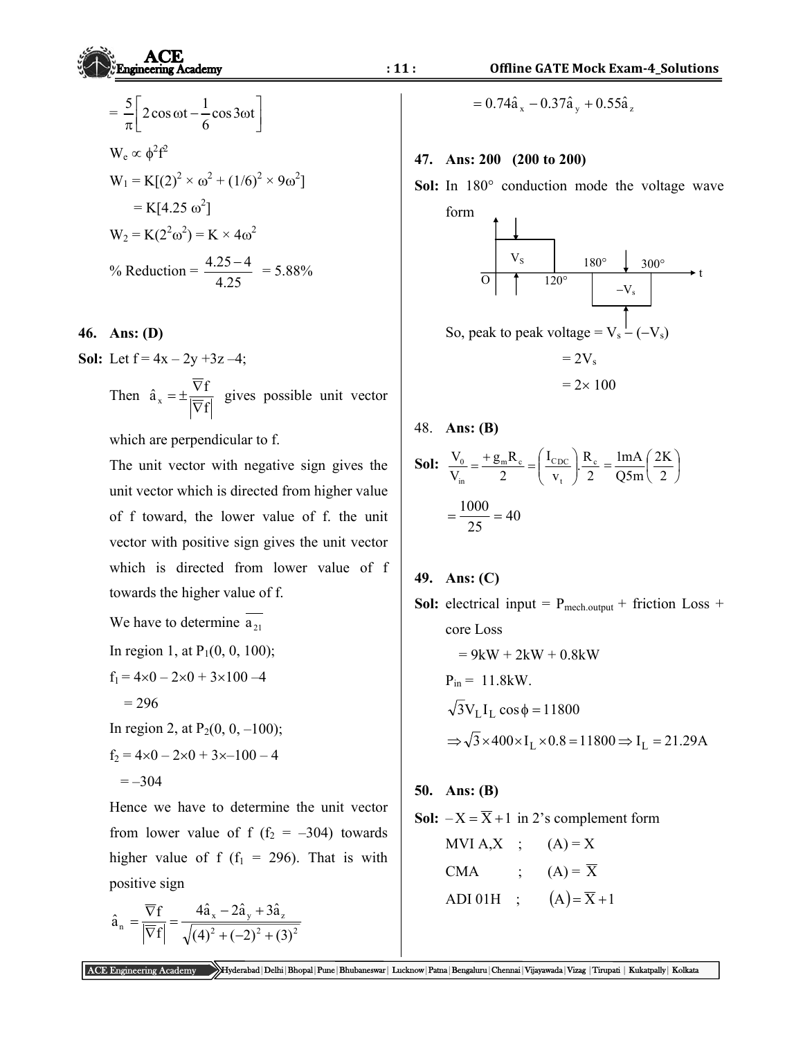$$= \frac{5}{\pi}\left[2\cos\omega t - \frac{1}{6}\cos 3\omega t\right]$$

$W_e \propto \phi^2 f^2$

$W_1 = K[(2)^2 \times \omega^2 + (1/6)^2 \times 9\omega^2]$

$\quad = K[4.25\ \omega^2]$

$W_2 = K(2^2\omega^2) = K \times 4\omega^2$

$$\%\ \text{Reduction} = \frac{4.25-4}{4.25} = 5.88\%$$

**46. Ans: (D)**

**Sol:** Let $f = 4x - 2y + 3z - 4$;

Then $\hat{a}_x = \pm\frac{\nabla f}{|\nabla f|}$ gives possible unit vector which are perpendicular to f.

The unit vector with negative sign gives the unit vector which is directed from higher value of f toward, the lower value of f. the unit vector with positive sign gives the unit vector which is directed from lower value of f towards the higher value of f.

We have to determine $\overline{a_{21}}$

In region 1, at $P_1(0, 0, 100)$;

$f_1 = 4\times0 - 2\times0 + 3\times100 - 4$

$\quad = 296$

In region 2, at $P_2(0, 0, -100)$;

$f_2 = 4\times0 - 2\times0 + 3\times-100 - 4$

$\quad = -304$

Hence we have to determine the unit vector from lower value of f ($f_2 = -304$) towards higher value of f ($f_1 = 296$). That is with positive sign

$$\hat{a}_n = \frac{\nabla f}{|\nabla f|} = \frac{4\hat{a}_x - 2\hat{a}_y + 3\hat{a}_z}{\sqrt{(4)^2 + (-2)^2 + (3)^2}}$$

$$= 0.74\hat{a}_x - 0.37\hat{a}_y + 0.55\hat{a}_z$$

**47. Ans: 200 (200 to 200)**

**Sol:** In 180° conduction mode the voltage wave form

(Waveform: $V_S$ from O to 120°, zero from 120° to 180°, $-V_s$ from 180° to 300°, axis t)

So, peak to peak voltage $= V_s - (-V_s)$

$= 2V_s$

$= 2\times 100$

**48. Ans: (B)**

**Sol:** $$\frac{V_0}{V_{in}} = \frac{+g_m R_c}{2} = \left(\frac{I_{CDC}}{v_t}\right).\frac{R_c}{2} = \frac{1\text{mA}}{Q5\text{m}}\left(\frac{2K}{2}\right)$$

$$= \frac{1000}{25} = 40$$

**49. Ans: (C)**

**Sol:** electrical input = $P_{\text{mech.output}}$ + friction Loss + core Loss

$= 9\text{kW} + 2\text{kW} + 0.8\text{kW}$

$P_{in} = 11.8\text{kW}.$

$\sqrt{3}V_L I_L \cos\phi = 11800$

$\Rightarrow \sqrt{3}\times400\times I_L\times0.8 = 11800 \Rightarrow I_L = 21.29\text{A}$

**50. Ans: (B)**

**Sol:** $-X = \overline{X} + 1$ in 2's complement form

MVI A,X ; $(A) = X$

CMA ; $(A) = \overline{X}$

ADI 01H ; $(A) = \overline{X} + 1$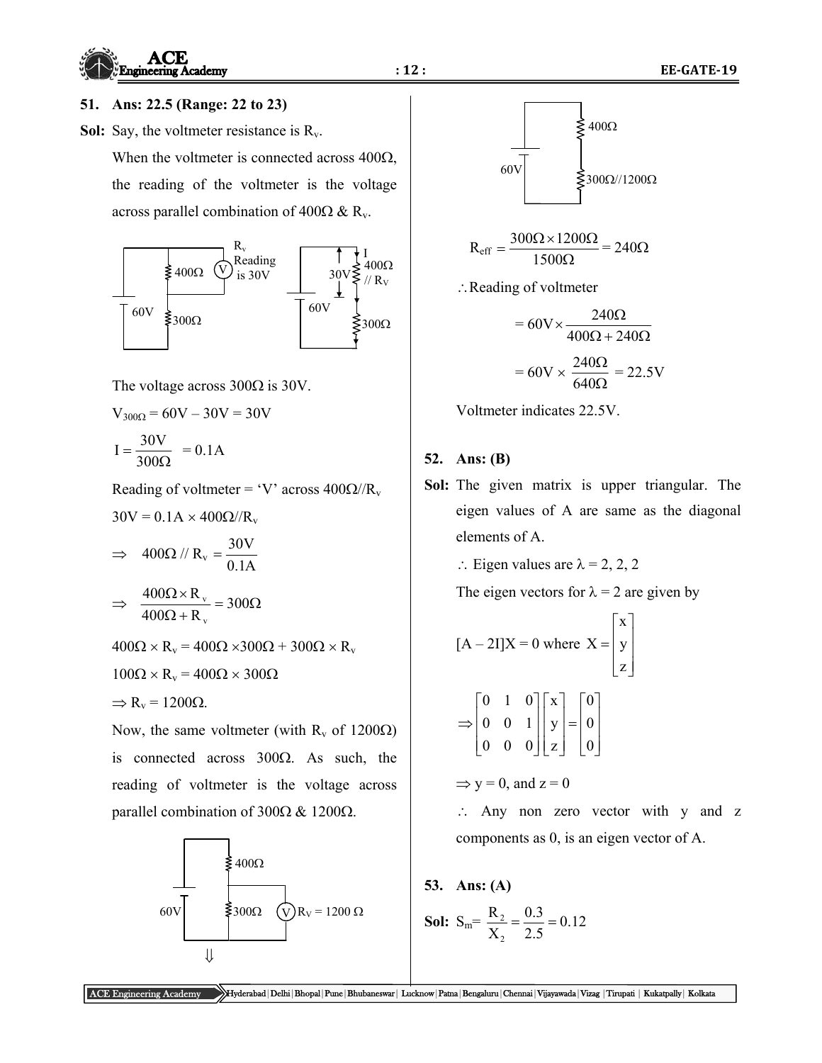**51. Ans: 22.5 (Range: 22 to 23)**

**Sol:** Say, the voltmeter resistance is $R_v$.

When the voltmeter is connected across 400Ω, the reading of the voltmeter is the voltage across parallel combination of 400Ω & $R_v$.

The voltage across 300Ω is 30V.

$V_{300\Omega} = 60V - 30V = 30V$

$I = \dfrac{30V}{300\Omega} = 0.1A$

Reading of voltmeter = 'V' across $400\Omega // R_v$

$30V = 0.1A \times 400\Omega // R_v$

$\Rightarrow \quad 400\Omega // R_v = \dfrac{30V}{0.1A}$

$\Rightarrow \quad \dfrac{400\Omega \times R_v}{400\Omega + R_v} = 300\Omega$

$400\Omega \times R_v = 400\Omega \times 300\Omega + 300\Omega \times R_v$

$100\Omega \times R_v = 400\Omega \times 300\Omega$

$\Rightarrow R_v = 1200\Omega$.

Now, the same voltmeter (with $R_v$ of 1200Ω) is connected across 300Ω. As such, the reading of voltmeter is the voltage across parallel combination of 300Ω & 1200Ω.

$$R_{eff} = \frac{300\Omega \times 1200\Omega}{1500\Omega} = 240\Omega$$

$\therefore$ Reading of voltmeter

$$= 60V \times \frac{240\Omega}{400\Omega + 240\Omega}$$

$$= 60V \times \frac{240\Omega}{640\Omega} = 22.5V$$

Voltmeter indicates 22.5V.

**52. Ans: (B)**

**Sol:** The given matrix is upper triangular. The eigen values of A are same as the diagonal elements of A.

$\therefore$ Eigen values are $\lambda = 2, 2, 2$

The eigen vectors for $\lambda = 2$ are given by

$[A - 2I]X = 0$ where $X = \begin{bmatrix} x \\ y \\ z \end{bmatrix}$

$$\Rightarrow \begin{bmatrix} 0 & 1 & 0 \\ 0 & 0 & 1 \\ 0 & 0 & 0 \end{bmatrix} \begin{bmatrix} x \\ y \\ z \end{bmatrix} = \begin{bmatrix} 0 \\ 0 \\ 0 \end{bmatrix}$$

$\Rightarrow y = 0$, and $z = 0$

$\therefore$ Any non zero vector with y and z components as 0, is an eigen vector of A.

**53. Ans: (A)**

**Sol:** $S_m = \dfrac{R_2}{X_2} = \dfrac{0.3}{2.5} = 0.12$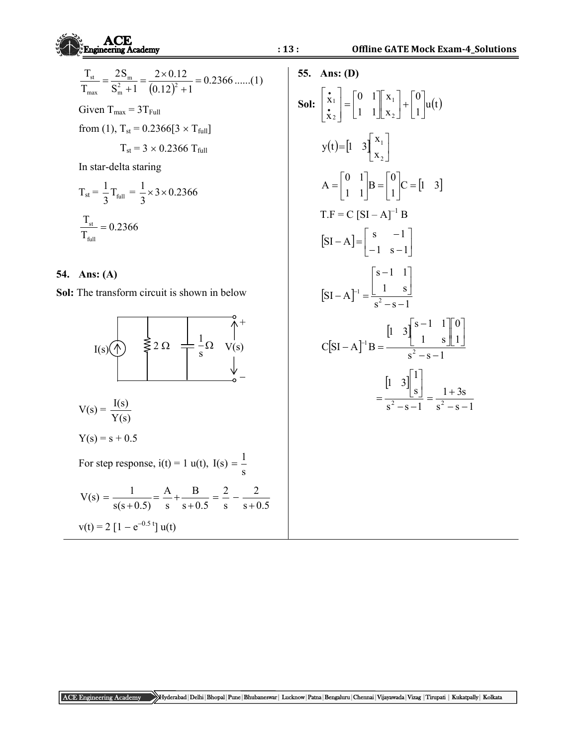$$\frac{T_{st}}{T_{max}} = \frac{2S_m}{S_m^2 + 1} = \frac{2 \times 0.12}{(0.12)^2 + 1} = 0.2366 \text{ ......(1)}$$

Given $T_{max} = 3T_{Full}$

from (1), $T_{st} = 0.2366[3 \times T_{full}]$

$$T_{st} = 3 \times 0.2366 \, T_{full}$$

In star-delta staring

$$T_{st} = \frac{1}{3} T_{full} = \frac{1}{3} \times 3 \times 0.2366$$

$$\frac{T_{st}}{T_{full}} = 0.2366$$

**54. Ans: (A)**

**Sol:** The transform circuit is shown in below

I(s)
2 Ω
$\frac{1}{s}$Ω
V(s)
+
−

$$V(s) = \frac{I(s)}{Y(s)}$$

$$Y(s) = s + 0.5$$

For step response, i(t) = 1 u(t), $I(s) = \frac{1}{s}$

$$V(s) = \frac{1}{s(s+0.5)} = \frac{A}{s} + \frac{B}{s+0.5} = \frac{2}{s} - \frac{2}{s+0.5}$$

$$v(t) = 2\,[1 - e^{-0.5\,t}]\,u(t)$$

**55. Ans: (D)**

**Sol:**
$$\begin{bmatrix} \dot{x}_1 \\ \dot{x}_2 \end{bmatrix} = \begin{bmatrix} 0 & 1 \\ 1 & 1 \end{bmatrix} \begin{bmatrix} x_1 \\ x_2 \end{bmatrix} + \begin{bmatrix} 0 \\ 1 \end{bmatrix} u(t)$$

$$y(t) = [1 \quad 3] \begin{bmatrix} x_1 \\ x_2 \end{bmatrix}$$

$$A = \begin{bmatrix} 0 & 1 \\ 1 & 1 \end{bmatrix} B = \begin{bmatrix} 0 \\ 1 \end{bmatrix} C = [1 \quad 3]$$

T.F = C $[SI - A]^{-1}$ B

$$[SI - A] = \begin{bmatrix} s & -1 \\ -1 & s-1 \end{bmatrix}$$

$$[SI - A]^{-1} = \frac{\begin{bmatrix} s-1 & 1 \\ 1 & s \end{bmatrix}}{s^2 - s - 1}$$

$$C[SI - A]^{-1}B = \frac{[1 \quad 3]\begin{bmatrix} s-1 & 1 \\ 1 & s \end{bmatrix}\begin{bmatrix} 0 \\ 1 \end{bmatrix}}{s^2 - s - 1}$$

$$= \frac{[1 \quad 3]\begin{bmatrix} 1 \\ s \end{bmatrix}}{s^2 - s - 1} = \frac{1 + 3s}{s^2 - s - 1}$$